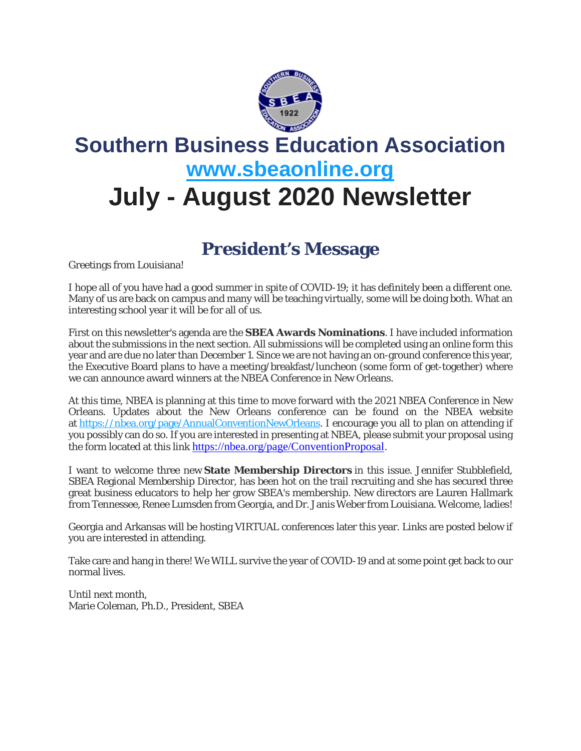# Southern Business Education Association

## [www.sbeaonline.org](http://www.sbeaonline.org)

# July - August 2020 Newsletter

## President's Message

Greetings from Louisiana!

I hope all of you have had a good summer in spite of COVID-19; it has definitely been a different one. Many of us are back on campus and many will be teaching virtually, some will be doing both. What an interesting school year it will be for all of us.

First on this newsletter's agenda are the **SBEA Awards Nominations**. I have included information about the submissions in the next section. All submissions will be completed using an online form this year and are due no later than December 1. Since we are not having an on-ground conference this year, the Executive Board plans to have a meeting/breakfast/luncheon (some form of get-together) where we can announce award winners at the NBEA Conference in New Orleans.

At this time, NBEA is planning at this time to move forward with the 2021 NBEA Conference in New Orleans. Updates about the New Orleans conference can be found on the NBEA website at https://nbea.org/page/AnnualConventionNewOrleans. I encourage you all to plan on attending if you possibly can do so. If you are interested in presenting at NBEA, please submit your proposal using the form located at this link https://nbea.org/page/ConventionProposal.

I want to welcome three new **State Membership Directors** in this issue. Jennifer Stubblefield, SBEA Regional Membership Director, has been hot on the trail recruiting and she has secured three great business educators to help her grow SBEA's membership. New directors are Lauren Hallmark from Tennessee, Renee Lumsden from Georgia, and Dr. Janis Weber from Louisiana. Welcome, ladies!

Georgia and Arkansas will be hosting VIRTUAL conferences later this year. Links are posted below if you are interested in attending.

Take care and hang in there! We WILL survive the year of COVID-19 and at some point get back to our normal lives.

Until next month,
Marie Coleman, Ph.D., President, SBEA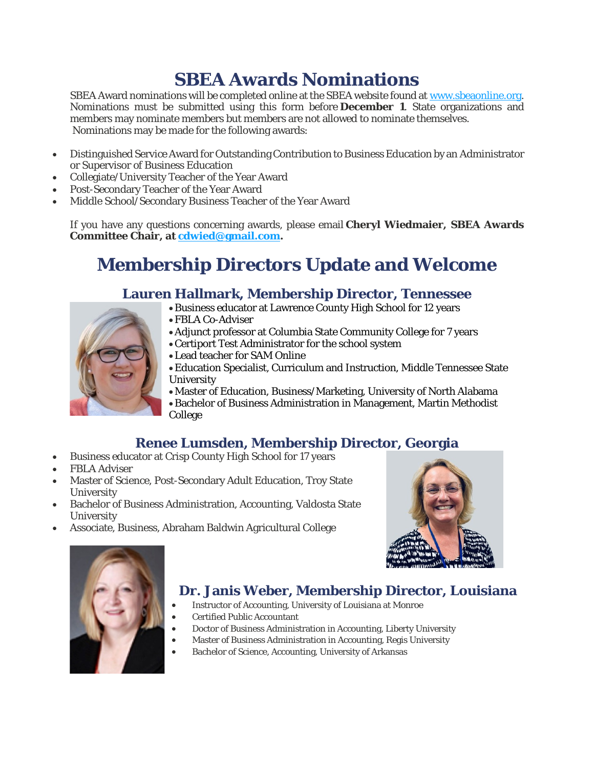# SBEA Awards Nominations

SBEA Award nominations will be completed online at the SBEA website found at www.sbeaonline.org. Nominations must be submitted using this form before **December 1**. State organizations and members may nominate members but members are not allowed to nominate themselves.
Nominations may be made for the following awards:

- Distinguished Service Award for Outstanding Contribution to Business Education by an Administrator or Supervisor of Business Education
- Collegiate/University Teacher of the Year Award
- Post-Secondary Teacher of the Year Award
- Middle School/Secondary Business Teacher of the Year Award

If you have any questions concerning awards, please email **Cheryl Wiedmaier, SBEA Awards Committee Chair, at cdwied@gmail.com.**

# Membership Directors Update and Welcome

## Lauren Hallmark, Membership Director, Tennessee

- Business educator at Lawrence County High School for 12 years
- FBLA Co-Adviser
- Adjunct professor at Columbia State Community College for 7 years
- Certiport Test Administrator for the school system
- Lead teacher for SAM Online
- Education Specialist, Curriculum and Instruction, Middle Tennessee State University
- Master of Education, Business/Marketing, University of North Alabama
- Bachelor of Business Administration in Management, Martin Methodist College

## Renee Lumsden, Membership Director, Georgia

- Business educator at Crisp County High School for 17 years
- FBLA Adviser
- Master of Science, Post-Secondary Adult Education, Troy State University
- Bachelor of Business Administration, Accounting, Valdosta State University
- Associate, Business, Abraham Baldwin Agricultural College

## Dr. Janis Weber, Membership Director, Louisiana

- Instructor of Accounting, University of Louisiana at Monroe
- Certified Public Accountant
- Doctor of Business Administration in Accounting, Liberty University
- Master of Business Administration in Accounting, Regis University
- Bachelor of Science, Accounting, University of Arkansas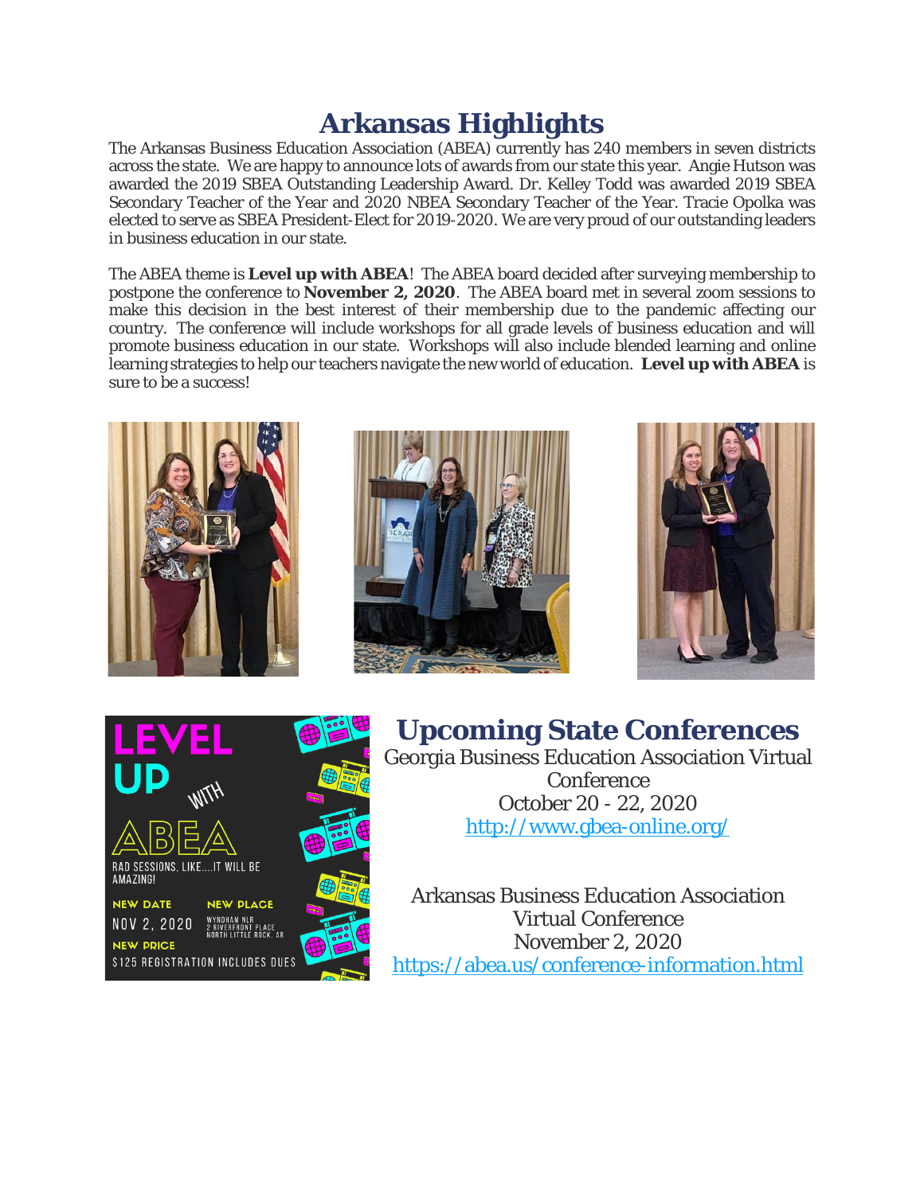# Arkansas Highlights

The Arkansas Business Education Association (ABEA) currently has 240 members in seven districts across the state. We are happy to announce lots of awards from our state this year. Angie Hutson was awarded the 2019 SBEA Outstanding Leadership Award. Dr. Kelley Todd was awarded 2019 SBEA Secondary Teacher of the Year and 2020 NBEA Secondary Teacher of the Year. Tracie Opolka was elected to serve as SBEA President-Elect for 2019-2020. We are very proud of our outstanding leaders in business education in our state.

The ABEA theme is **Level up with ABEA**! The ABEA board decided after surveying membership to postpone the conference to **November 2, 2020**. The ABEA board met in several zoom sessions to make this decision in the best interest of their membership due to the pandemic affecting our country. The conference will include workshops for all grade levels of business education and will promote business education in our state. Workshops will also include blended learning and online learning strategies to help our teachers navigate the new world of education. **Level up with ABEA** is sure to be a success!

## Upcoming State Conferences

Georgia Business Education Association Virtual Conference
October 20 - 22, 2020
http://www.gbea-online.org/

Arkansas Business Education Association Virtual Conference
November 2, 2020
https://abea.us/conference-information.html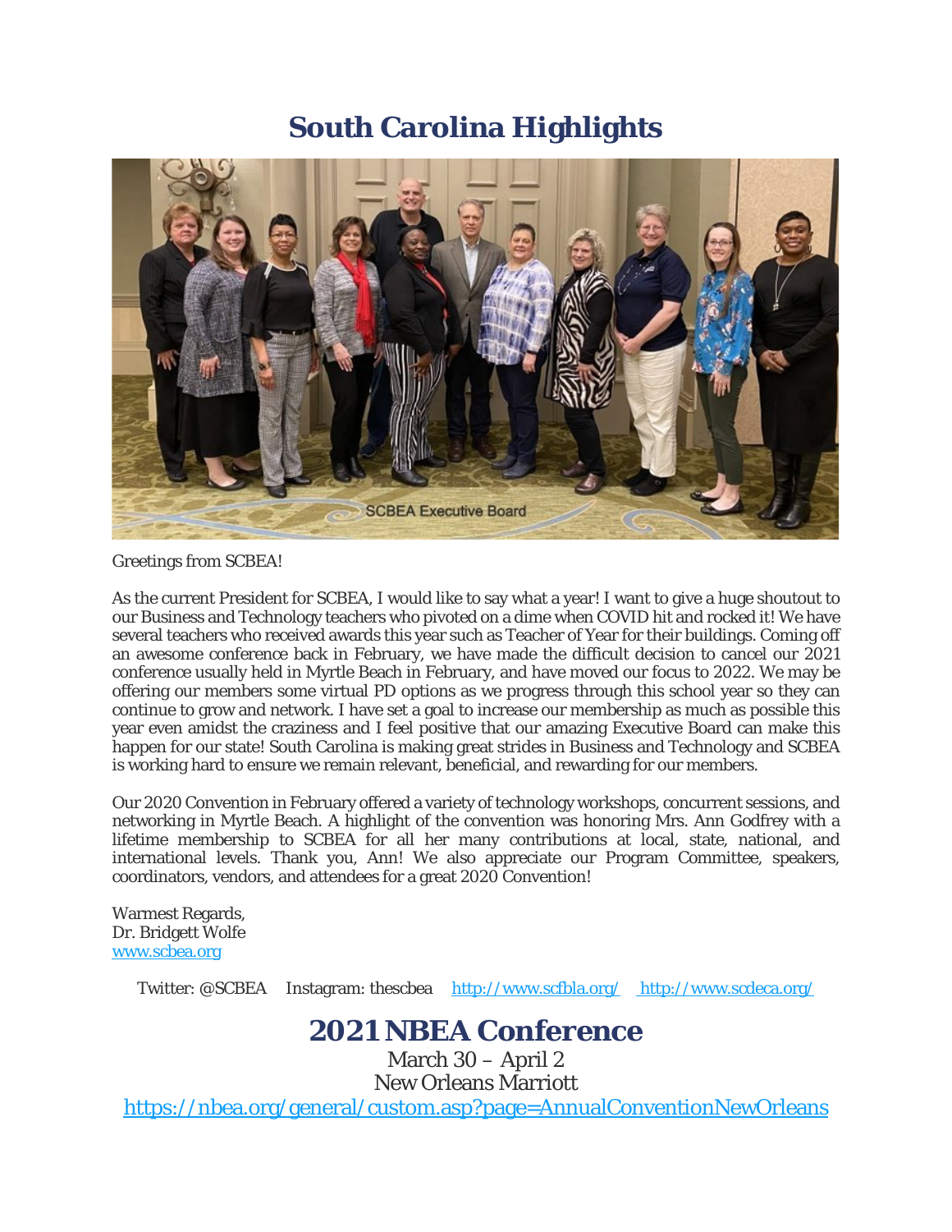# South Carolina Highlights

SCBEA Executive Board

Greetings from SCBEA!

As the current President for SCBEA, I would like to say what a year! I want to give a huge shoutout to our Business and Technology teachers who pivoted on a dime when COVID hit and rocked it! We have several teachers who received awards this year such as Teacher of Year for their buildings. Coming off an awesome conference back in February, we have made the difficult decision to cancel our 2021 conference usually held in Myrtle Beach in February, and have moved our focus to 2022. We may be offering our members some virtual PD options as we progress through this school year so they can continue to grow and network. I have set a goal to increase our membership as much as possible this year even amidst the craziness and I feel positive that our amazing Executive Board can make this happen for our state! South Carolina is making great strides in Business and Technology and SCBEA is working hard to ensure we remain relevant, beneficial, and rewarding for our members.

Our 2020 Convention in February offered a variety of technology workshops, concurrent sessions, and networking in Myrtle Beach. A highlight of the convention was honoring Mrs. Ann Godfrey with a lifetime membership to SCBEA for all her many contributions at local, state, national, and international levels. Thank you, Ann! We also appreciate our Program Committee, speakers, coordinators, vendors, and attendees for a great 2020 Convention!

Warmest Regards,
Dr. Bridgett Wolfe
[www.scbea.org](http://www.scbea.org)

Twitter: @SCBEA    Instagram: thescbea    [http://www.scfbla.org/](http://www.scfbla.org/)    [http://www.scdeca.org/](http://www.scdeca.org/)

# 2021 NBEA Conference

March 30 – April 2
New Orleans Marriott
[https://nbea.org/general/custom.asp?page=AnnualConventionNewOrleans](https://nbea.org/general/custom.asp?page=AnnualConventionNewOrleans)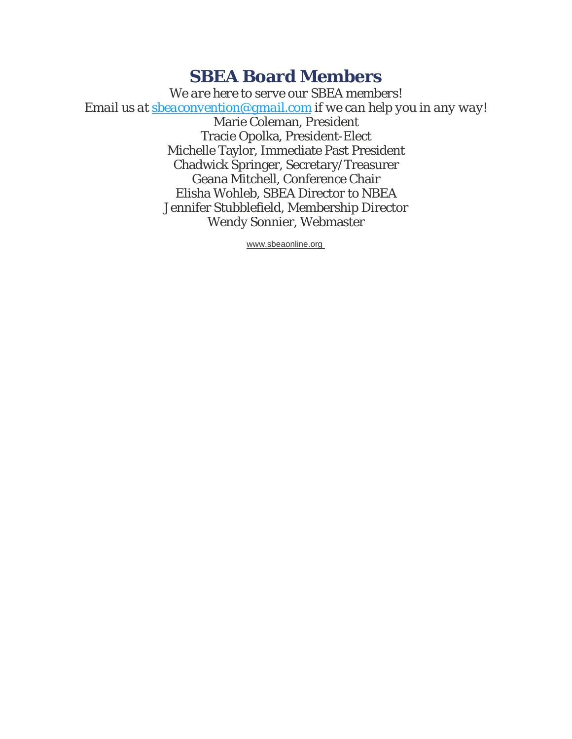# SBEA Board Members

*We are here to serve our SBEA members!*

*Email us at [sbeaconvention@gmail.com](mailto:sbeaconvention@gmail.com) if we can help you in any way!*

Marie Coleman, President

Tracie Opolka, President-Elect

Michelle Taylor, Immediate Past President

Chadwick Springer, Secretary/Treasurer

Geana Mitchell, Conference Chair

Elisha Wohleb, SBEA Director to NBEA

Jennifer Stubblefield, Membership Director

Wendy Sonnier, Webmaster

www.sbeaonline.org